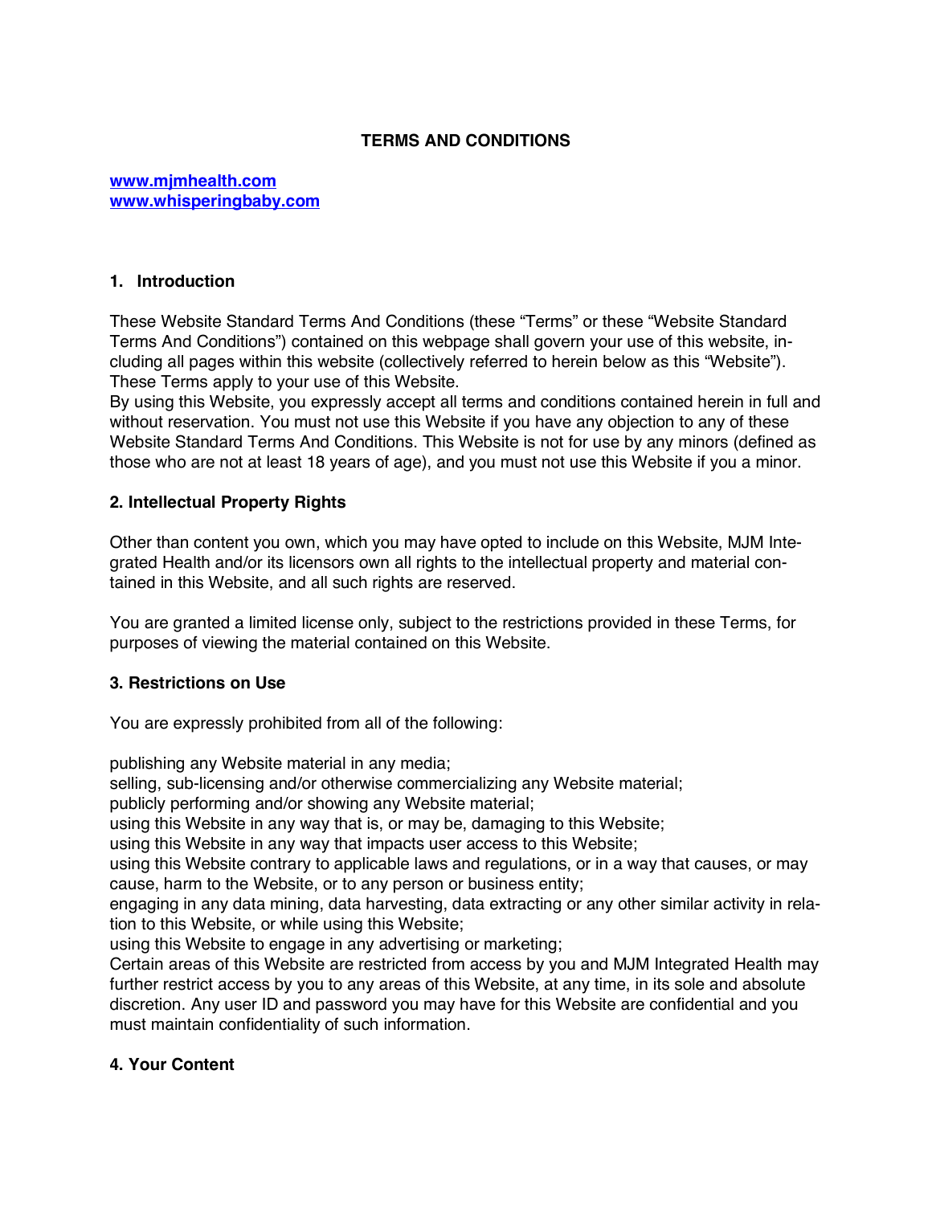# TERMS AND CONDITIONS

**[www.mjmhealth.com](http://www.mjmhealth.com)**
**[www.whisperingbaby.com](http://www.whisperingbaby.com)**

## 1. Introduction

These Website Standard Terms And Conditions (these "Terms" or these "Website Standard Terms And Conditions") contained on this webpage shall govern your use of this website, including all pages within this website (collectively referred to herein below as this "Website"). These Terms apply to your use of this Website.
By using this Website, you expressly accept all terms and conditions contained herein in full and without reservation. You must not use this Website if you have any objection to any of these Website Standard Terms And Conditions. This Website is not for use by any minors (defined as those who are not at least 18 years of age), and you must not use this Website if you a minor.

## 2. Intellectual Property Rights

Other than content you own, which you may have opted to include on this Website, MJM Integrated Health and/or its licensors own all rights to the intellectual property and material contained in this Website, and all such rights are reserved.

You are granted a limited license only, subject to the restrictions provided in these Terms, for purposes of viewing the material contained on this Website.

## 3. Restrictions on Use

You are expressly prohibited from all of the following:

publishing any Website material in any media;
selling, sub-licensing and/or otherwise commercializing any Website material;
publicly performing and/or showing any Website material;
using this Website in any way that is, or may be, damaging to this Website;
using this Website in any way that impacts user access to this Website;
using this Website contrary to applicable laws and regulations, or in a way that causes, or may cause, harm to the Website, or to any person or business entity;
engaging in any data mining, data harvesting, data extracting or any other similar activity in relation to this Website, or while using this Website;
using this Website to engage in any advertising or marketing;
Certain areas of this Website are restricted from access by you and MJM Integrated Health may further restrict access by you to any areas of this Website, at any time, in its sole and absolute discretion. Any user ID and password you may have for this Website are confidential and you must maintain confidentiality of such information.

## 4. Your Content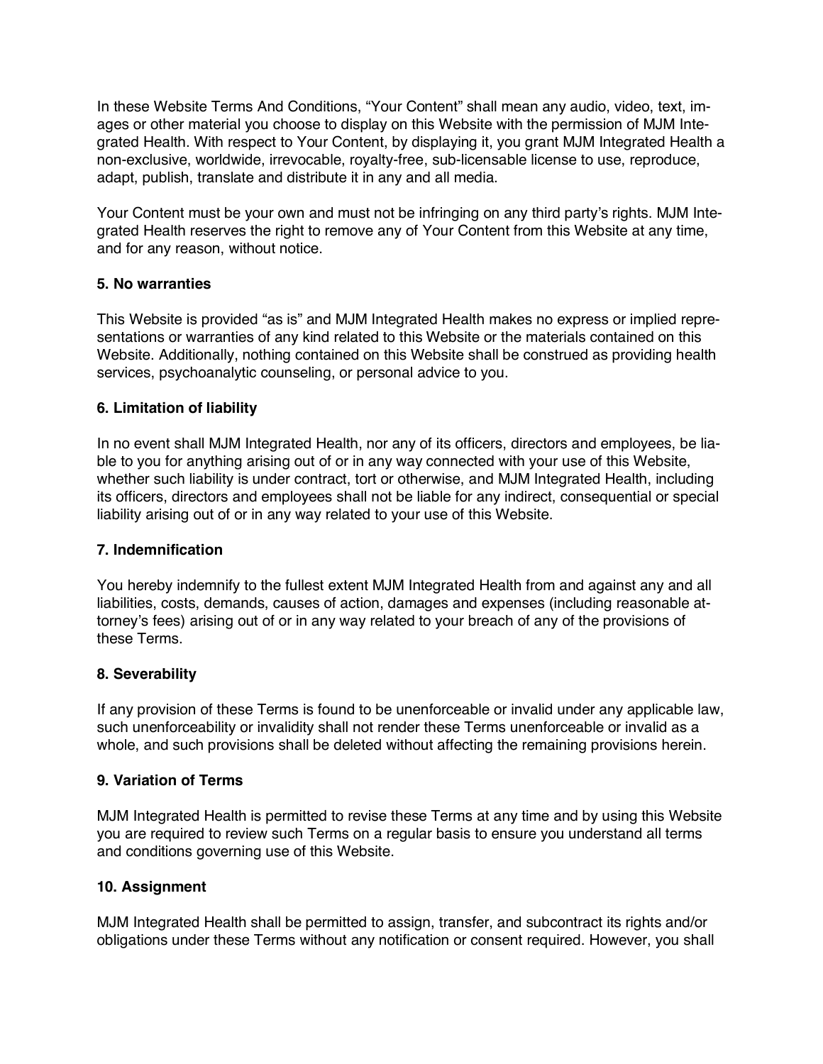In these Website Terms And Conditions, “Your Content” shall mean any audio, video, text, images or other material you choose to display on this Website with the permission of MJM Integrated Health. With respect to Your Content, by displaying it, you grant MJM Integrated Health a non-exclusive, worldwide, irrevocable, royalty-free, sub-licensable license to use, reproduce, adapt, publish, translate and distribute it in any and all media.

Your Content must be your own and must not be infringing on any third party’s rights. MJM Integrated Health reserves the right to remove any of Your Content from this Website at any time, and for any reason, without notice.

### 5. No warranties

This Website is provided “as is” and MJM Integrated Health makes no express or implied representations or warranties of any kind related to this Website or the materials contained on this Website. Additionally, nothing contained on this Website shall be construed as providing health services, psychoanalytic counseling, or personal advice to you.

### 6. Limitation of liability

In no event shall MJM Integrated Health, nor any of its officers, directors and employees, be liable to you for anything arising out of or in any way connected with your use of this Website, whether such liability is under contract, tort or otherwise, and MJM Integrated Health, including its officers, directors and employees shall not be liable for any indirect, consequential or special liability arising out of or in any way related to your use of this Website.

### 7. Indemnification

You hereby indemnify to the fullest extent MJM Integrated Health from and against any and all liabilities, costs, demands, causes of action, damages and expenses (including reasonable attorney’s fees) arising out of or in any way related to your breach of any of the provisions of these Terms.

### 8. Severability

If any provision of these Terms is found to be unenforceable or invalid under any applicable law, such unenforceability or invalidity shall not render these Terms unenforceable or invalid as a whole, and such provisions shall be deleted without affecting the remaining provisions herein.

### 9. Variation of Terms

MJM Integrated Health is permitted to revise these Terms at any time and by using this Website you are required to review such Terms on a regular basis to ensure you understand all terms and conditions governing use of this Website.

### 10. Assignment

MJM Integrated Health shall be permitted to assign, transfer, and subcontract its rights and/or obligations under these Terms without any notification or consent required. However, you shall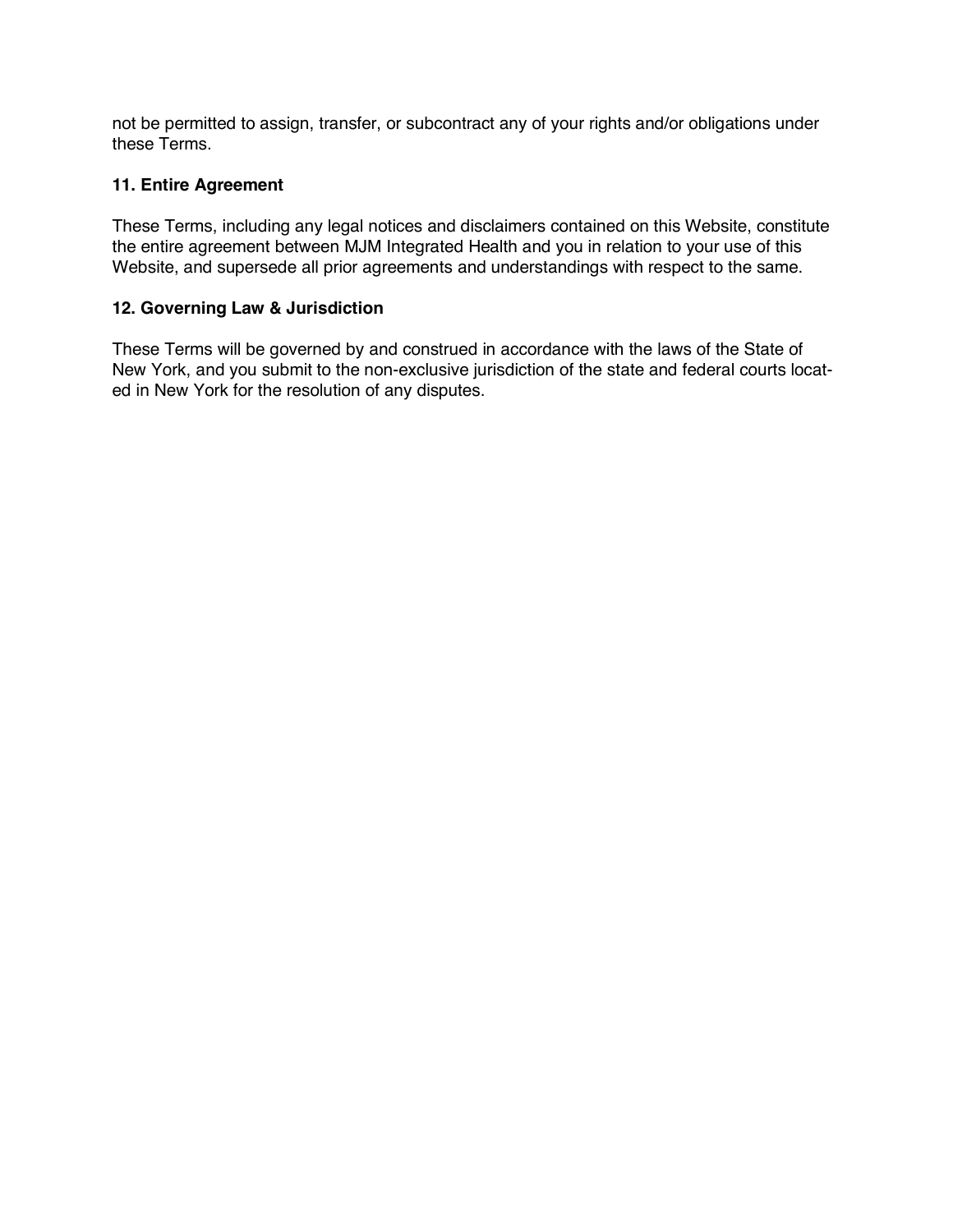not be permitted to assign, transfer, or subcontract any of your rights and/or obligations under these Terms.

**11. Entire Agreement**

These Terms, including any legal notices and disclaimers contained on this Website, constitute the entire agreement between MJM Integrated Health and you in relation to your use of this Website, and supersede all prior agreements and understandings with respect to the same.

**12. Governing Law & Jurisdiction**

These Terms will be governed by and construed in accordance with the laws of the State of New York, and you submit to the non-exclusive jurisdiction of the state and federal courts located in New York for the resolution of any disputes.